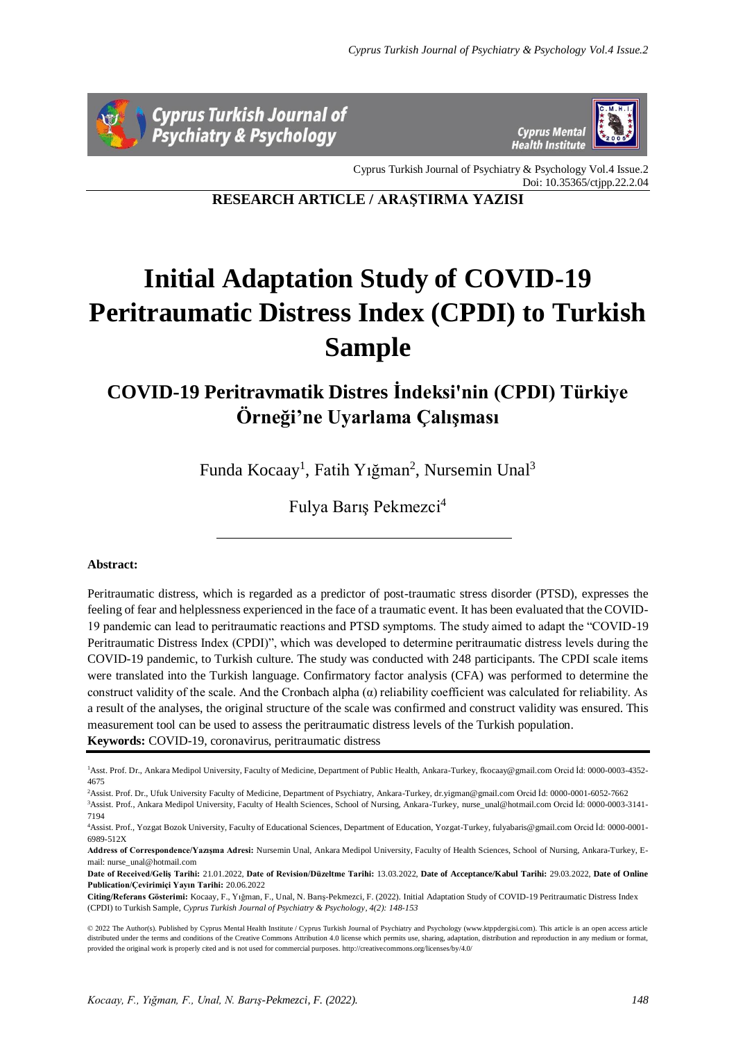RESEARCH ARTICLE / ARAŞTIRMA YAZISI

# Initial Adaptation Study of COVID-19 Peritraumatic Distress Index (CPDI) to Turkish Sample

## COVID-19 Peritravmatik Distres İndeksi'nin (CPDI) Türkiye Örneği'ne Uyarlama Çalışması

Funda Kocaay[1], Fatih Yığman[2], Nursemin Unal[3]

Fulya Barış Pekmezci[4]

---

**Abstract:**

Peritraumatic distress, which is regarded as a predictor of post-traumatic stress disorder (PTSD), expresses the feeling of fear and helplessness experienced in the face of a traumatic event. It has been evaluated that the COVID-19 pandemic can lead to peritraumatic reactions and PTSD symptoms. The study aimed to adapt the "COVID-19 Peritraumatic Distress Index (CPDI)", which was developed to determine peritraumatic distress levels during the COVID-19 pandemic, to Turkish culture. The study was conducted with 248 participants. The CPDI scale items were translated into the Turkish language. Confirmatory factor analysis (CFA) was performed to determine the construct validity of the scale. And the Cronbach alpha (α) reliability coefficient was calculated for reliability. As a result of the analyses, the original structure of the scale was confirmed and construct validity was ensured. This measurement tool can be used to assess the peritraumatic distress levels of the Turkish population.

**Keywords:** COVID-19, coronavirus, peritraumatic distress

---

[1]Asst. Prof. Dr., Ankara Medipol University, Faculty of Medicine, Department of Public Health, Ankara-Turkey, fkocaay@gmail.com Orcid İd: 0000-0003-4352-4675

[2]Assist. Prof. Dr., Ufuk University Faculty of Medicine, Department of Psychiatry, Ankara-Turkey, dr.yigman@gmail.com Orcid İd: 0000-0001-6052-7662

[3]Assist. Prof., Ankara Medipol University, Faculty of Health Sciences, School of Nursing, Ankara-Turkey, nurse_unal@hotmail.com Orcid İd: 0000-0003-3141-7194

[4]Assist. Prof., Yozgat Bozok University, Faculty of Educational Sciences, Department of Education, Yozgat-Turkey, fulyabaris@gmail.com Orcid İd: 0000-0001-6989-512X

**Address of Correspondence/Yazışma Adresi:** Nursemin Unal, Ankara Medipol University, Faculty of Health Sciences, School of Nursing, Ankara-Turkey, E-mail: nurse_unal@hotmail.com

**Date of Received/Geliş Tarihi:** 21.01.2022, **Date of Revision/Düzeltme Tarihi:** 13.03.2022, **Date of Acceptance/Kabul Tarihi:** 29.03.2022, **Date of Online Publication/Çevirimiçi Yayın Tarihi:** 20.06.2022

**Citing/Referans Gösterimi:** Kocaay, F., Yığman, F., Unal, N. Barış-Pekmezci, F. (2022). Initial Adaptation Study of COVID-19 Peritraumatic Distress Index (CPDI) to Turkish Sample, *Cyprus Turkish Journal of Psychiatry & Psychology, 4(2): 148-153*

© 2022 The Author(s). Published by Cyprus Mental Health Institute / Cyprus Turkish Journal of Psychiatry and Psychology (www.ktppdergisi.com). This article is an open access article distributed under the terms and conditions of the Creative Commons Attribution 4.0 license which permits use, sharing, adaptation, distribution and reproduction in any medium or format, provided the original work is properly cited and is not used for commercial purposes. http://creativecommons.org/licenses/by/4.0/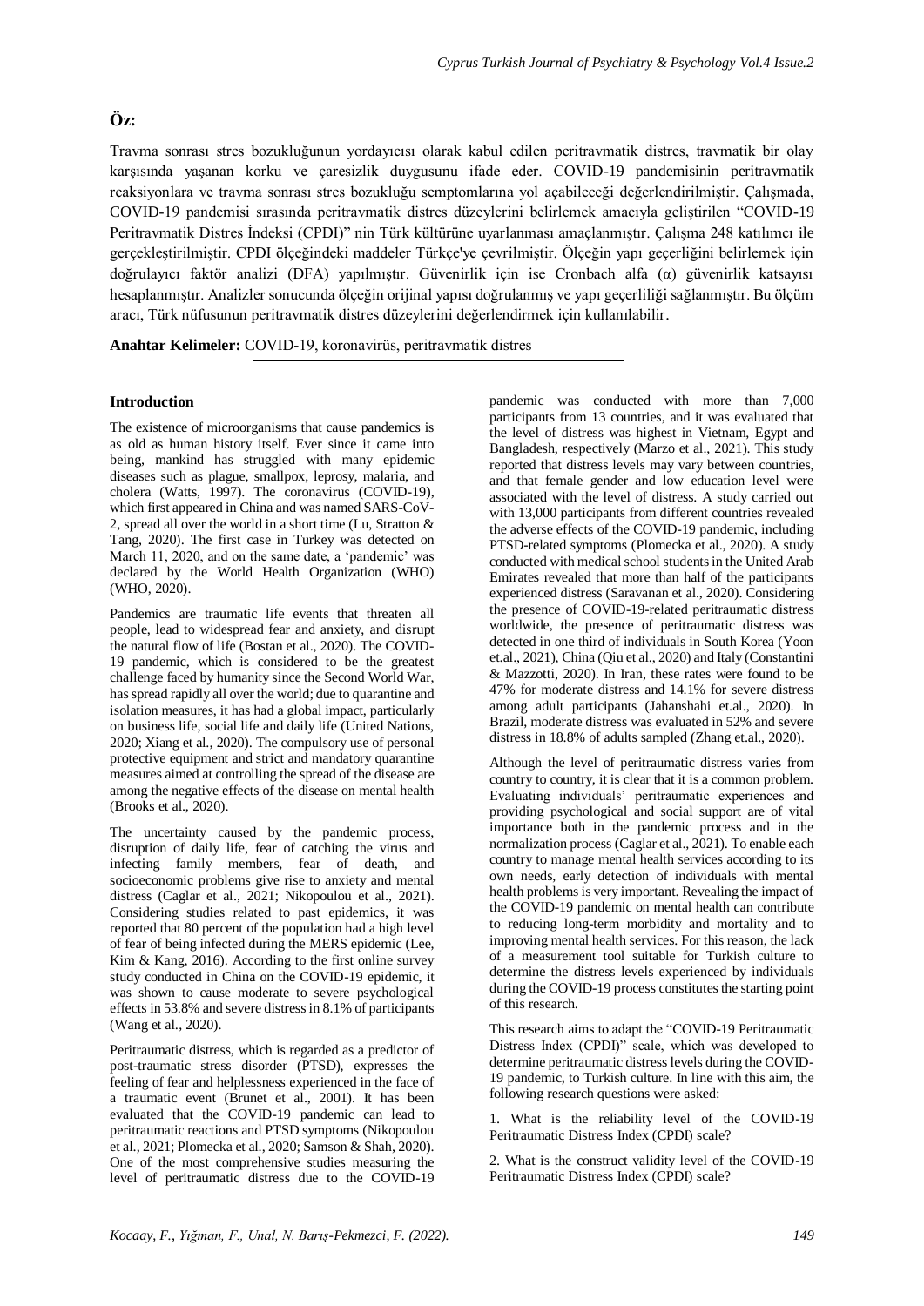## Öz:

Travma sonrası stres bozukluğunun yordayıcısı olarak kabul edilen peritravmatik distres, travmatik bir olay karşısında yaşanan korku ve çaresizlik duygusunu ifade eder. COVID-19 pandemisinin peritravmatik reaksiyonlara ve travma sonrası stres bozukluğu semptomlarına yol açabileceği değerlendirilmiştir. Çalışmada, COVID-19 pandemisi sırasında peritravmatik distres düzeylerini belirlemek amacıyla geliştirilen "COVID-19 Peritravmatik Distres İndeksi (CPDI)" nin Türk kültürüne uyarlanması amaçlanmıştır. Çalışma 248 katılımcı ile gerçekleştirilmiştir. CPDI ölçeğindeki maddeler Türkçe'ye çevrilmiştir. Ölçeğin yapı geçerliğini belirlemek için doğrulayıcı faktör analizi (DFA) yapılmıştır. Güvenirlik için ise Cronbach alfa (α) güvenirlik katsayısı hesaplanmıştır. Analizler sonucunda ölçeğin orijinal yapısı doğrulanmış ve yapı geçerliliği sağlanmıştır. Bu ölçüm aracı, Türk nüfusunun peritravmatik distres düzeylerini değerlendirmek için kullanılabilir.

**Anahtar Kelimeler:** COVID-19, koronavirüs, peritravmatik distres

### Introduction

The existence of microorganisms that cause pandemics is as old as human history itself. Ever since it came into being, mankind has struggled with many epidemic diseases such as plague, smallpox, leprosy, malaria, and cholera (Watts, 1997). The coronavirus (COVID-19), which first appeared in China and was named SARS-CoV-2, spread all over the world in a short time (Lu, Stratton & Tang, 2020). The first case in Turkey was detected on March 11, 2020, and on the same date, a 'pandemic' was declared by the World Health Organization (WHO) (WHO, 2020).

Pandemics are traumatic life events that threaten all people, lead to widespread fear and anxiety, and disrupt the natural flow of life (Bostan et al., 2020). The COVID-19 pandemic, which is considered to be the greatest challenge faced by humanity since the Second World War, has spread rapidly all over the world; due to quarantine and isolation measures, it has had a global impact, particularly on business life, social life and daily life (United Nations, 2020; Xiang et al., 2020). The compulsory use of personal protective equipment and strict and mandatory quarantine measures aimed at controlling the spread of the disease are among the negative effects of the disease on mental health (Brooks et al., 2020).

The uncertainty caused by the pandemic process, disruption of daily life, fear of catching the virus and infecting family members, fear of death, and socioeconomic problems give rise to anxiety and mental distress (Caglar et al., 2021; Nikopoulou et al., 2021). Considering studies related to past epidemics, it was reported that 80 percent of the population had a high level of fear of being infected during the MERS epidemic (Lee, Kim & Kang, 2016). According to the first online survey study conducted in China on the COVID-19 epidemic, it was shown to cause moderate to severe psychological effects in 53.8% and severe distress in 8.1% of participants (Wang et al., 2020).

Peritraumatic distress, which is regarded as a predictor of post-traumatic stress disorder (PTSD), expresses the feeling of fear and helplessness experienced in the face of a traumatic event (Brunet et al., 2001). It has been evaluated that the COVID-19 pandemic can lead to peritraumatic reactions and PTSD symptoms (Nikopoulou et al., 2021; Plomecka et al., 2020; Samson & Shah, 2020). One of the most comprehensive studies measuring the level of peritraumatic distress due to the COVID-19 pandemic was conducted with more than 7,000 participants from 13 countries, and it was evaluated that the level of distress was highest in Vietnam, Egypt and Bangladesh, respectively (Marzo et al., 2021). This study reported that distress levels may vary between countries, and that female gender and low education level were associated with the level of distress. A study carried out with 13,000 participants from different countries revealed the adverse effects of the COVID-19 pandemic, including PTSD-related symptoms (Plomecka et al., 2020). A study conducted with medical school students in the United Arab Emirates revealed that more than half of the participants experienced distress (Saravanan et al., 2020). Considering the presence of COVID-19-related peritraumatic distress worldwide, the presence of peritraumatic distress was detected in one third of individuals in South Korea (Yoon et.al., 2021), China (Qiu et al., 2020) and Italy (Constantini & Mazzotti, 2020). In Iran, these rates were found to be 47% for moderate distress and 14.1% for severe distress among adult participants (Jahanshahi et.al., 2020). In Brazil, moderate distress was evaluated in 52% and severe distress in 18.8% of adults sampled (Zhang et.al., 2020).

Although the level of peritraumatic distress varies from country to country, it is clear that it is a common problem. Evaluating individuals' peritraumatic experiences and providing psychological and social support are of vital importance both in the pandemic process and in the normalization process (Caglar et al., 2021). To enable each country to manage mental health services according to its own needs, early detection of individuals with mental health problems is very important. Revealing the impact of the COVID-19 pandemic on mental health can contribute to reducing long-term morbidity and mortality and to improving mental health services. For this reason, the lack of a measurement tool suitable for Turkish culture to determine the distress levels experienced by individuals during the COVID-19 process constitutes the starting point of this research.

This research aims to adapt the "COVID-19 Peritraumatic Distress Index (CPDI)" scale, which was developed to determine peritraumatic distress levels during the COVID-19 pandemic, to Turkish culture. In line with this aim, the following research questions were asked:

1. What is the reliability level of the COVID-19 Peritraumatic Distress Index (CPDI) scale?

2. What is the construct validity level of the COVID-19 Peritraumatic Distress Index (CPDI) scale?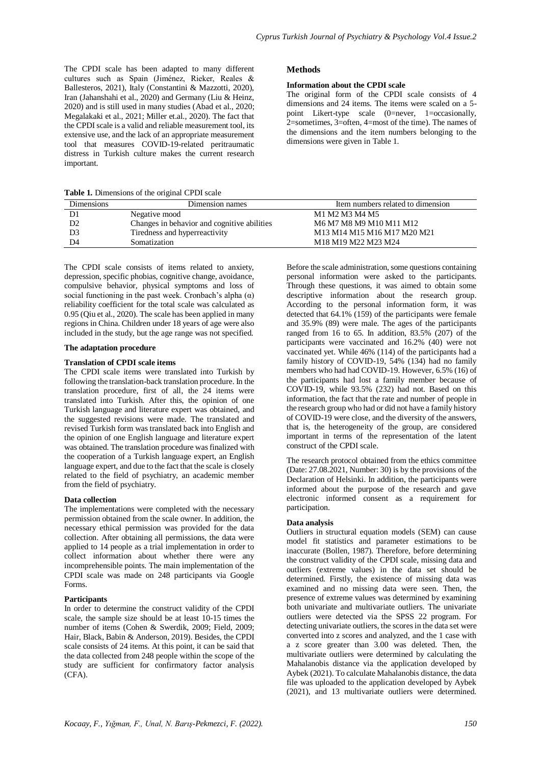The CPDI scale has been adapted to many different cultures such as Spain (Jiménez, Rieker, Reales & Ballesteros, 2021), Italy (Constantini & Mazzotti, 2020), Iran (Jahanshahi et al., 2020) and Germany (Liu & Heinz, 2020) and is still used in many studies (Abad et al., 2020; Megalakaki et al., 2021; Miller et.al., 2020). The fact that the CPDI scale is a valid and reliable measurement tool, its extensive use, and the lack of an appropriate measurement tool that measures COVID-19-related peritraumatic distress in Turkish culture makes the current research important.

## Methods

### Information about the CPDI scale

The original form of the CPDI scale consists of 4 dimensions and 24 items. The items were scaled on a 5-point Likert-type scale (0=never, 1=occasionally, 2=sometimes, 3=often, 4=most of the time). The names of the dimensions and the item numbers belonging to the dimensions were given in Table 1.

**Table 1.** Dimensions of the original CPDI scale

| Dimensions | Dimension names | Item numbers related to dimension |
| --- | --- | --- |
| D1 | Negative mood | M1 M2 M3 M4 M5 |
| D2 | Changes in behavior and cognitive abilities | M6 M7 M8 M9 M10 M11 M12 |
| D3 | Tiredness and hyperreactivity | M13 M14 M15 M16 M17 M20 M21 |
| D4 | Somatization | M18 M19 M22 M23 M24 |

The CPDI scale consists of items related to anxiety, depression, specific phobias, cognitive change, avoidance, compulsive behavior, physical symptoms and loss of social functioning in the past week. Cronbach's alpha (α) reliability coefficient for the total scale was calculated as 0.95 (Qiu et al., 2020). The scale has been applied in many regions in China. Children under 18 years of age were also included in the study, but the age range was not specified.

### The adaptation procedure

#### Translation of CPDI scale items

The CPDI scale items were translated into Turkish by following the translation-back translation procedure. In the translation procedure, first of all, the 24 items were translated into Turkish. After this, the opinion of one Turkish language and literature expert was obtained, and the suggested revisions were made. The translated and revised Turkish form was translated back into English and the opinion of one English language and literature expert was obtained. The translation procedure was finalized with the cooperation of a Turkish language expert, an English language expert, and due to the fact that the scale is closely related to the field of psychiatry, an academic member from the field of psychiatry.

#### Data collection

The implementations were completed with the necessary permission obtained from the scale owner. In addition, the necessary ethical permission was provided for the data collection. After obtaining all permissions, the data were applied to 14 people as a trial implementation in order to collect information about whether there were any incomprehensible points. The main implementation of the CPDI scale was made on 248 participants via Google Forms.

#### Participants

In order to determine the construct validity of the CPDI scale, the sample size should be at least 10-15 times the number of items (Cohen & Swerdik, 2009; Field, 2009; Hair, Black, Babin & Anderson, 2019). Besides, the CPDI scale consists of 24 items. At this point, it can be said that the data collected from 248 people within the scope of the study are sufficient for confirmatory factor analysis (CFA).

Before the scale administration, some questions containing personal information were asked to the participants. Through these questions, it was aimed to obtain some descriptive information about the research group. According to the personal information form, it was detected that 64.1% (159) of the participants were female and 35.9% (89) were male. The ages of the participants ranged from 16 to 65. In addition, 83.5% (207) of the participants were vaccinated and 16.2% (40) were not vaccinated yet. While 46% (114) of the participants had a family history of COVID-19, 54% (134) had no family members who had had COVID-19. However, 6.5% (16) of the participants had lost a family member because of COVID-19, while 93.5% (232) had not. Based on this information, the fact that the rate and number of people in the research group who had or did not have a family history of COVID-19 were close, and the diversity of the answers, that is, the heterogeneity of the group, are considered important in terms of the representation of the latent construct of the CPDI scale.

The research protocol obtained from the ethics committee (Date: 27.08.2021, Number: 30) is by the provisions of the Declaration of Helsinki. In addition, the participants were informed about the purpose of the research and gave electronic informed consent as a requirement for participation.

#### Data analysis

Outliers in structural equation models (SEM) can cause model fit statistics and parameter estimations to be inaccurate (Bollen, 1987). Therefore, before determining the construct validity of the CPDI scale, missing data and outliers (extreme values) in the data set should be determined. Firstly, the existence of missing data was examined and no missing data were seen. Then, the presence of extreme values was determined by examining both univariate and multivariate outliers. The univariate outliers were detected via the SPSS 22 program. For detecting univariate outliers, the scores in the data set were converted into z scores and analyzed, and the 1 case with a z score greater than 3.00 was deleted. Then, the multivariate outliers were determined by calculating the Mahalanobis distance via the application developed by Aybek (2021). To calculate Mahalanobis distance, the data file was uploaded to the application developed by Aybek (2021), and 13 multivariate outliers were determined.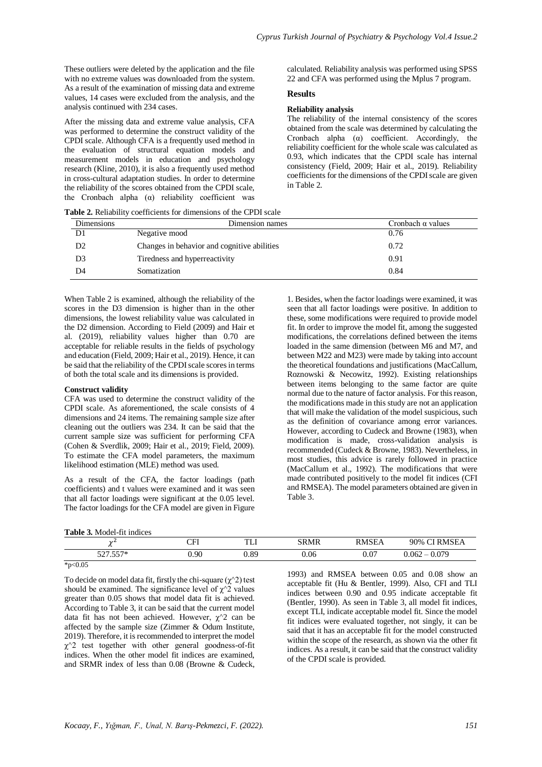These outliers were deleted by the application and the file with no extreme values was downloaded from the system. As a result of the examination of missing data and extreme values, 14 cases were excluded from the analysis, and the analysis continued with 234 cases.

After the missing data and extreme value analysis, CFA was performed to determine the construct validity of the CPDI scale. Although CFA is a frequently used method in the evaluation of structural equation models and measurement models in education and psychology research (Kline, 2010), it is also a frequently used method in cross-cultural adaptation studies. In order to determine the reliability of the scores obtained from the CPDI scale, the Cronbach alpha (α) reliability coefficient was calculated. Reliability analysis was performed using SPSS 22 and CFA was performed using the Mplus 7 program.

## Results

### Reliability analysis

The reliability of the internal consistency of the scores obtained from the scale was determined by calculating the Cronbach alpha (α) coefficient. Accordingly, the reliability coefficient for the whole scale was calculated as 0.93, which indicates that the CPDI scale has internal consistency (Field, 2009; Hair et al., 2019). Reliability coefficients for the dimensions of the CPDI scale are given in Table 2.

**Table 2.** Reliability coefficients for dimensions of the CPDI scale

| Dimensions | Dimension names | Cronbach α values |
|---|---|---|
| D1 | Negative mood | 0.76 |
| D2 | Changes in behavior and cognitive abilities | 0.72 |
| D3 | Tiredness and hyperreactivity | 0.91 |
| D4 | Somatization | 0.84 |

When Table 2 is examined, although the reliability of the scores in the D3 dimension is higher than in the other dimensions, the lowest reliability value was calculated in the D2 dimension. According to Field (2009) and Hair et al. (2019), reliability values higher than 0.70 are acceptable for reliable results in the fields of psychology and education (Field, 2009; Hair et al., 2019). Hence, it can be said that the reliability of the CPDI scale scores in terms of both the total scale and its dimensions is provided.

### Construct validity

CFA was used to determine the construct validity of the CPDI scale. As aforementioned, the scale consists of 4 dimensions and 24 items. The remaining sample size after cleaning out the outliers was 234. It can be said that the current sample size was sufficient for performing CFA (Cohen & Sverdlik, 2009; Hair et al., 2019; Field, 2009). To estimate the CFA model parameters, the maximum likelihood estimation (MLE) method was used.

As a result of the CFA, the factor loadings (path coefficients) and t values were examined and it was seen that all factor loadings were significant at the 0.05 level. The factor loadings for the CFA model are given in Figure 1. Besides, when the factor loadings were examined, it was seen that all factor loadings were positive. In addition to these, some modifications were required to provide model fit. In order to improve the model fit, among the suggested modifications, the correlations defined between the items loaded in the same dimension (between M6 and M7, and between M22 and M23) were made by taking into account the theoretical foundations and justifications (MacCallum, Roznowski & Necowitz, 1992). Existing relationships between items belonging to the same factor are quite normal due to the nature of factor analysis. For this reason, the modifications made in this study are not an application that will make the validation of the model suspicious, such as the definition of covariance among error variances. However, according to Cudeck and Browne (1983), when modification is made, cross-validation analysis is recommended (Cudeck & Browne, 1983). Nevertheless, in most studies, this advice is rarely followed in practice (MacCallum et al., 1992). The modifications that were made contributed positively to the model fit indices (CFI and RMSEA). The model parameters obtained are given in Table 3.

**Table 3.** Model-fit indices

| $\chi^2$ | CFI | TLI | SRMR | RMSEA | 90% CI RMSEA |
|---|---|---|---|---|---|
| 527.557* | 0.90 | 0.89 | 0.06 | 0.07 | 0.062 – 0.079 |

*p<0.05

To decide on model data fit, firstly the chi-square ($\chi^2$) test should be examined. The significance level of $\chi^2$ values greater than 0.05 shows that model data fit is achieved. According to Table 3, it can be said that the current model data fit has not been achieved. However, $\chi^2$ can be affected by the sample size (Zimmer & Odum Institute, 2019). Therefore, it is recommended to interpret the model $\chi^2$ test together with other general goodness-of-fit indices. When the other model fit indices are examined, and SRMR index of less than 0.08 (Browne & Cudeck, 1993) and RMSEA between 0.05 and 0.08 show an acceptable fit (Hu & Bentler, 1999). Also, CFI and TLI indices between 0.90 and 0.95 indicate acceptable fit (Bentler, 1990). As seen in Table 3, all model fit indices, except TLI, indicate acceptable model fit. Since the model fit indices were evaluated together, not singly, it can be said that it has an acceptable fit for the model constructed within the scope of the research, as shown via the other fit indices. As a result, it can be said that the construct validity of the CPDI scale is provided.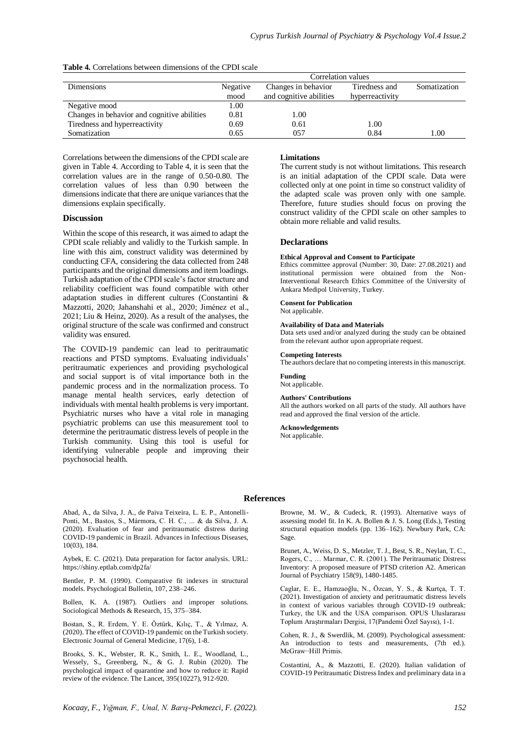**Table 4.** Correlations between dimensions of the CPDI scale

| Dimensions | Correlation values | | | |
|---|---|---|---|---|
| | Negative mood | Changes in behavior and cognitive abilities | Tiredness and hyperreactivity | Somatization |
| Negative mood | 1.00 | | | |
| Changes in behavior and cognitive abilities | 0.81 | 1.00 | | |
| Tiredness and hyperreactivity | 0.69 | 0.61 | 1.00 | |
| Somatization | 0.65 | 057 | 0.84 | 1.00 |

Correlations between the dimensions of the CPDI scale are given in Table 4. According to Table 4, it is seen that the correlation values are in the range of 0.50-0.80. The correlation values of less than 0.90 between the dimensions indicate that there are unique variances that the dimensions explain specifically.

### Discussion

Within the scope of this research, it was aimed to adapt the CPDI scale reliably and validly to the Turkish sample. In line with this aim, construct validity was determined by conducting CFA, considering the data collected from 248 participants and the original dimensions and item loadings. Turkish adaptation of the CPDI scale's factor structure and reliability coefficient was found compatible with other adaptation studies in different cultures (Constantini & Mazzotti, 2020; Jahanshahi et al., 2020; Jiménez et al., 2021; Liu & Heinz, 2020). As a result of the analyses, the original structure of the scale was confirmed and construct validity was ensured.

The COVID-19 pandemic can lead to peritraumatic reactions and PTSD symptoms. Evaluating individuals' peritraumatic experiences and providing psychological and social support is of vital importance both in the pandemic process and in the normalization process. To manage mental health services, early detection of individuals with mental health problems is very important. Psychiatric nurses who have a vital role in managing psychiatric problems can use this measurement tool to determine the peritraumatic distress levels of people in the Turkish community. Using this tool is useful for identifying vulnerable people and improving their psychosocial health.

#### Limitations

The current study is not without limitations. This research is an initial adaptation of the CPDI scale. Data were collected only at one point in time so construct validity of the adapted scale was proven only with one sample. Therefore, future studies should focus on proving the construct validity of the CPDI scale on other samples to obtain more reliable and valid results.

### Declarations

**Ethical Approval and Consent to Participate**

Ethics committee approval (Number: 30, Date: 27.08.2021) and institutional permission were obtained from the Non-Interventional Research Ethics Committee of the University of Ankara Medipol University, Turkey.

**Consent for Publication**

Not applicable.

**Availability of Data and Materials**

Data sets used and/or analyzed during the study can be obtained from the relevant author upon appropriate request.

**Competing Interests**

The authors declare that no competing interests in this manuscript.

**Funding**

Not applicable.

**Authors' Contributions**

All the authors worked on all parts of the study. All authors have read and approved the final version of the article.

**Acknowledgements**

Not applicable.

## References

Abad, A., da Silva, J. A., de Paiva Teixeira, L. E. P., Antonelli-Ponti, M., Bastos, S., Mármora, C. H. C., ... & da Silva, J. A. (2020). Evaluation of fear and peritraumatic distress during COVID-19 pandemic in Brazil. Advances in Infectious Diseases, 10(03), 184.

Aybek, E. C. (2021). Data preparation for factor analysis. URL: https://shiny.eptlab.com/dp2fa/

Bentler, P. M. (1990). Comparative fit indexes in structural models. Psychological Bulletin, 107, 238–246.

Bollen, K. A. (1987). Outliers and improper solutions. Sociological Methods & Research, 15, 375–384.

Bostan, S., R. Erdem, Y. E. Öztürk, Kılıç, T., & Yılmaz, A. (2020). The effect of COVID-19 pandemic on the Turkish society. Electronic Journal of General Medicine, 17(6), 1-8.

Brooks, S. K., Webster, R. K., Smith, L. E., Woodland, L., Wessely, S., Greenberg, N., & G. J. Rubin (2020). The psychological impact of quarantine and how to reduce it: Rapid review of the evidence. The Lancet, 395(10227), 912-920.

Browne, M. W., & Cudeck, R. (1993). Alternative ways of assessing model fit. In K. A. Bollen & J. S. Long (Eds.), Testing structural equation models (pp. 136–162). Newbury Park, CA: Sage.

Brunet, A., Weiss, D. S., Metzler, T. J., Best, S. R., Neylan, T. C., Rogers, C., … Marmar, C. R. (2001). The Peritraumatic Distress Inventory: A proposed measure of PTSD criterion A2. American Journal of Psychiatry 158(9), 1480-1485.

Caglar, E. E., Hamzaoğlu, N., Özcan, Y. S., & Kurtça, T. T. (2021). Investigation of anxiety and peritraumatic distress levels in context of various variables through COVID-19 outbreak: Turkey, the UK and the USA comparison. OPUS Uluslararası Toplum Araştırmaları Dergisi, 17(Pandemi Özel Sayısı), 1-1.

Cohen, R. J., & Swerdlik, M. (2009). Psychological assessment: An introduction to tests and measurements, (7th ed.). McGraw−Hill Primis.

Costantini, A., & Mazzotti, E. (2020). Italian validation of COVID-19 Peritraumatic Distress Index and preliminary data in a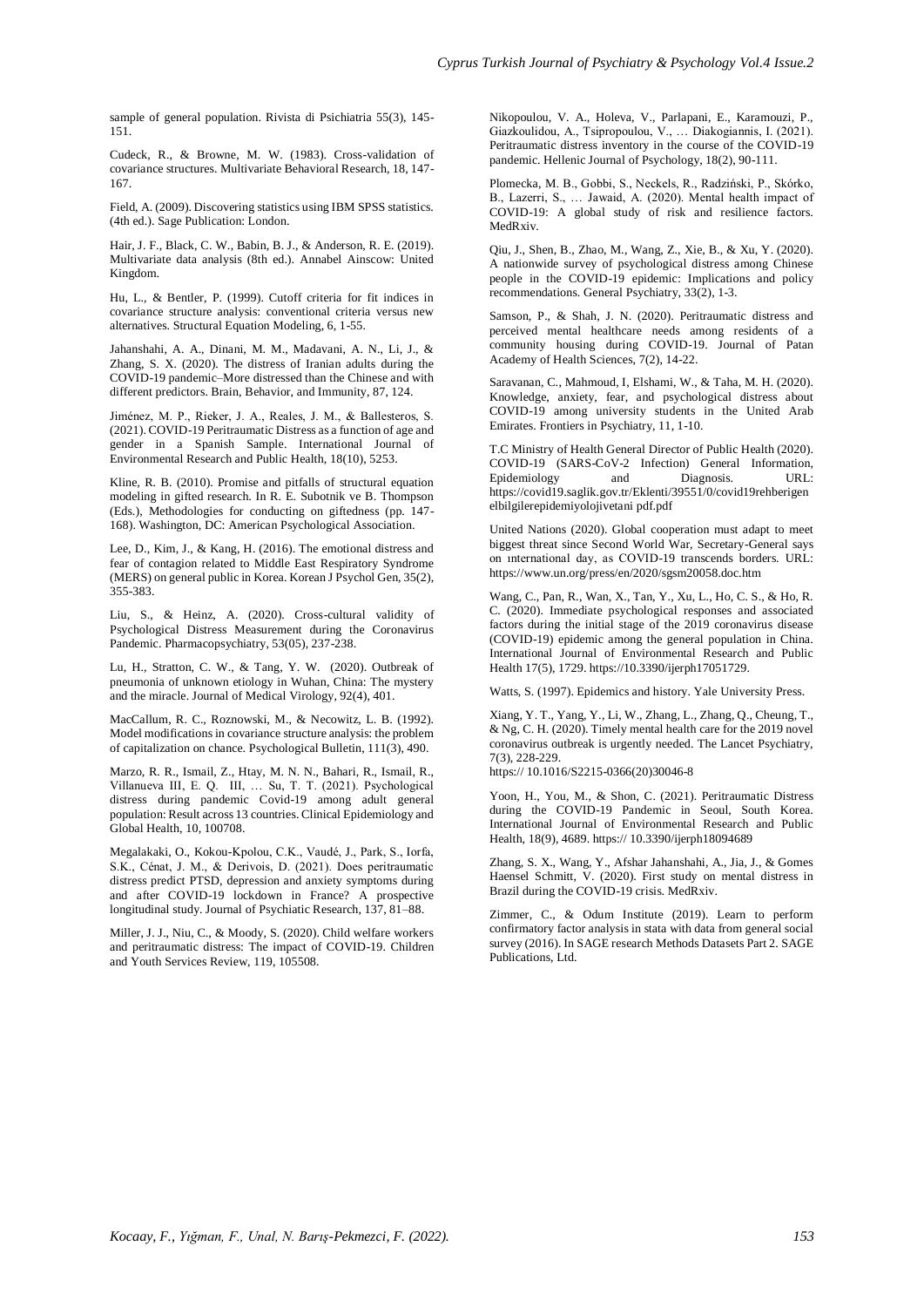sample of general population. Rivista di Psichiatria 55(3), 145-151.

Cudeck, R., & Browne, M. W. (1983). Cross-validation of covariance structures. Multivariate Behavioral Research, 18, 147-167.

Field, A. (2009). Discovering statistics using IBM SPSS statistics. (4th ed.). Sage Publication: London.

Hair, J. F., Black, C. W., Babin, B. J., & Anderson, R. E. (2019). Multivariate data analysis (8th ed.). Annabel Ainscow: United Kingdom.

Hu, L., & Bentler, P. (1999). Cutoff criteria for fit indices in covariance structure analysis: conventional criteria versus new alternatives. Structural Equation Modeling, 6, 1-55.

Jahanshahi, A. A., Dinani, M. M., Madavani, A. N., Li, J., & Zhang, S. X. (2020). The distress of Iranian adults during the COVID-19 pandemic–More distressed than the Chinese and with different predictors. Brain, Behavior, and Immunity, 87, 124.

Jiménez, M. P., Rieker, J. A., Reales, J. M., & Ballesteros, S. (2021). COVID-19 Peritraumatic Distress as a function of age and gender in a Spanish Sample. International Journal of Environmental Research and Public Health, 18(10), 5253.

Kline, R. B. (2010). Promise and pitfalls of structural equation modeling in gifted research. In R. E. Subotnik ve B. Thompson (Eds.), Methodologies for conducting on giftedness (pp. 147-168). Washington, DC: American Psychological Association.

Lee, D., Kim, J., & Kang, H. (2016). The emotional distress and fear of contagion related to Middle East Respiratory Syndrome (MERS) on general public in Korea. Korean J Psychol Gen, 35(2), 355-383.

Liu, S., & Heinz, A. (2020). Cross-cultural validity of Psychological Distress Measurement during the Coronavirus Pandemic. Pharmacopsychiatry, 53(05), 237-238.

Lu, H., Stratton, C. W., & Tang, Y. W. (2020). Outbreak of pneumonia of unknown etiology in Wuhan, China: The mystery and the miracle. Journal of Medical Virology, 92(4), 401.

MacCallum, R. C., Roznowski, M., & Necowitz, L. B. (1992). Model modifications in covariance structure analysis: the problem of capitalization on chance. Psychological Bulletin, 111(3), 490.

Marzo, R. R., Ismail, Z., Htay, M. N. N., Bahari, R., Ismail, R., Villanueva III, E. Q. III, … Su, T. T. (2021). Psychological distress during pandemic Covid-19 among adult general population: Result across 13 countries. Clinical Epidemiology and Global Health, 10, 100708.

Megalakaki, O., Kokou-Kpolou, C.K., Vaudé, J., Park, S., Iorfa, S.K., Cénat, J. M., & Derivois, D. (2021). Does peritraumatic distress predict PTSD, depression and anxiety symptoms during and after COVID-19 lockdown in France? A prospective longitudinal study. Journal of Psychiatric Research, 137, 81–88.

Miller, J. J., Niu, C., & Moody, S. (2020). Child welfare workers and peritraumatic distress: The impact of COVID-19. Children and Youth Services Review, 119, 105508.

Nikopoulou, V. A., Holeva, V., Parlapani, E., Karamouzi, P., Giazkoulidou, A., Tsipropoulou, V., … Diakogiannis, I. (2021). Peritraumatic distress inventory in the course of the COVID-19 pandemic. Hellenic Journal of Psychology, 18(2), 90-111.

Plomecka, M. B., Gobbi, S., Neckels, R., Radziński, P., Skórko, B., Lazerri, S., … Jawaid, A. (2020). Mental health impact of COVID-19: A global study of risk and resilience factors. MedRxiv.

Qiu, J., Shen, B., Zhao, M., Wang, Z., Xie, B., & Xu, Y. (2020). A nationwide survey of psychological distress among Chinese people in the COVID-19 epidemic: Implications and policy recommendations. General Psychiatry, 33(2), 1-3.

Samson, P., & Shah, J. N. (2020). Peritraumatic distress and perceived mental healthcare needs among residents of a community housing during COVID-19. Journal of Patan Academy of Health Sciences, 7(2), 14-22.

Saravanan, C., Mahmoud, I, Elshami, W., & Taha, M. H. (2020). Knowledge, anxiety, fear, and psychological distress about COVID-19 among university students in the United Arab Emirates. Frontiers in Psychiatry, 11, 1-10.

T.C Ministry of Health General Director of Public Health (2020). COVID-19 (SARS-CoV-2 Infection) General Information, Epidemiology and Diagnosis. URL: https://covid19.saglik.gov.tr/Eklenti/39551/0/covid19rehberigenelbilgilerepidemiyolojivetani pdf.pdf

United Nations (2020). Global cooperation must adapt to meet biggest threat since Second World War, Secretary-General says on ınternational day, as COVID-19 transcends borders. URL: https://www.un.org/press/en/2020/sgsm20058.doc.htm

Wang, C., Pan, R., Wan, X., Tan, Y., Xu, L., Ho, C. S., & Ho, R. C. (2020). Immediate psychological responses and associated factors during the initial stage of the 2019 coronavirus disease (COVID-19) epidemic among the general population in China. International Journal of Environmental Research and Public Health 17(5), 1729. https://10.3390/ijerph17051729.

Watts, S. (1997). Epidemics and history. Yale University Press.

Xiang, Y. T., Yang, Y., Li, W., Zhang, L., Zhang, Q., Cheung, T., & Ng, C. H. (2020). Timely mental health care for the 2019 novel coronavirus outbreak is urgently needed. The Lancet Psychiatry, 7(3), 228-229. https:// 10.1016/S2215-0366(20)30046-8

Yoon, H., You, M., & Shon, C. (2021). Peritraumatic Distress during the COVID-19 Pandemic in Seoul, South Korea. International Journal of Environmental Research and Public Health, 18(9), 4689. https:// 10.3390/ijerph18094689

Zhang, S. X., Wang, Y., Afshar Jahanshahi, A., Jia, J., & Gomes Haensel Schmitt, V. (2020). First study on mental distress in Brazil during the COVID-19 crisis. MedRxiv.

Zimmer, C., & Odum Institute (2019). Learn to perform confirmatory factor analysis in stata with data from general social survey (2016). In SAGE research Methods Datasets Part 2. SAGE Publications, Ltd.